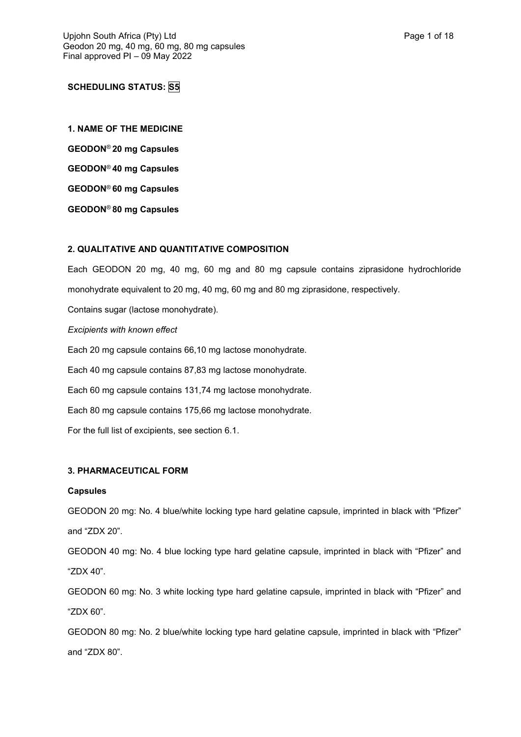**SCHEDULING STATUS: S5**

## 1. NAME OF THE MEDICINE

**GEODON® 20 mg Capsules**

**GEODON® 40 mg Capsules**

**GEODON® 60 mg Capsules**

**GEODON® 80 mg Capsules**

## 2. QUALITATIVE AND QUANTITATIVE COMPOSITION

Each GEODON 20 mg, 40 mg, 60 mg and 80 mg capsule contains ziprasidone hydrochloride monohydrate equivalent to 20 mg, 40 mg, 60 mg and 80 mg ziprasidone, respectively.

Contains sugar (lactose monohydrate).

*Excipients with known effect*

Each 20 mg capsule contains 66,10 mg lactose monohydrate.

Each 40 mg capsule contains 87,83 mg lactose monohydrate.

Each 60 mg capsule contains 131,74 mg lactose monohydrate.

Each 80 mg capsule contains 175,66 mg lactose monohydrate.

For the full list of excipients, see section 6.1.

## 3. PHARMACEUTICAL FORM

**Capsules**

GEODON 20 mg: No. 4 blue/white locking type hard gelatine capsule, imprinted in black with "Pfizer" and "ZDX 20".

GEODON 40 mg: No. 4 blue locking type hard gelatine capsule, imprinted in black with "Pfizer" and "ZDX 40".

GEODON 60 mg: No. 3 white locking type hard gelatine capsule, imprinted in black with "Pfizer" and "ZDX 60".

GEODON 80 mg: No. 2 blue/white locking type hard gelatine capsule, imprinted in black with "Pfizer" and "ZDX 80".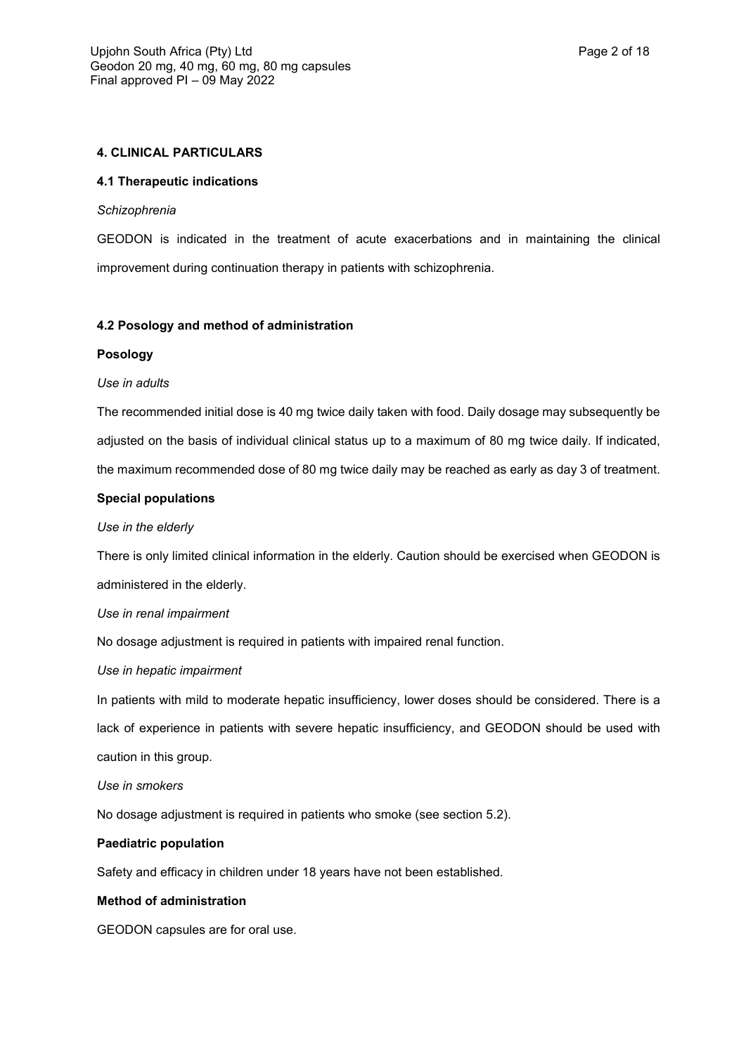## 4. CLINICAL PARTICULARS

### 4.1 Therapeutic indications

*Schizophrenia*

GEODON is indicated in the treatment of acute exacerbations and in maintaining the clinical improvement during continuation therapy in patients with schizophrenia.

### 4.2 Posology and method of administration

**Posology**

*Use in adults*

The recommended initial dose is 40 mg twice daily taken with food. Daily dosage may subsequently be adjusted on the basis of individual clinical status up to a maximum of 80 mg twice daily. If indicated, the maximum recommended dose of 80 mg twice daily may be reached as early as day 3 of treatment.

**Special populations**

*Use in the elderly*

There is only limited clinical information in the elderly. Caution should be exercised when GEODON is administered in the elderly.

*Use in renal impairment*

No dosage adjustment is required in patients with impaired renal function.

*Use in hepatic impairment*

In patients with mild to moderate hepatic insufficiency, lower doses should be considered. There is a lack of experience in patients with severe hepatic insufficiency, and GEODON should be used with caution in this group.

*Use in smokers*

No dosage adjustment is required in patients who smoke (see section 5.2).

**Paediatric population**

Safety and efficacy in children under 18 years have not been established.

**Method of administration**

GEODON capsules are for oral use.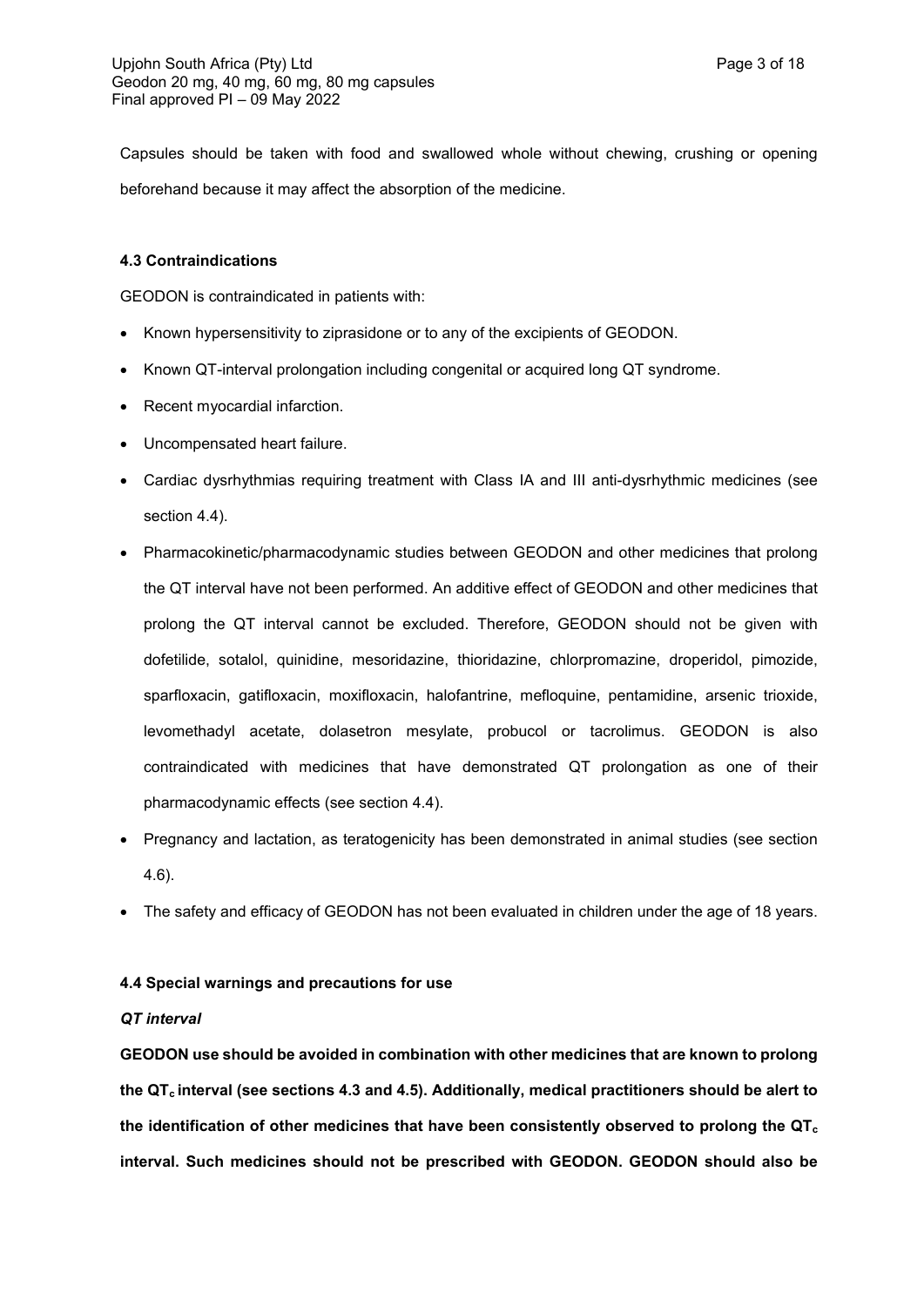Capsules should be taken with food and swallowed whole without chewing, crushing or opening beforehand because it may affect the absorption of the medicine.

#### 4.3 Contraindications

GEODON is contraindicated in patients with:

- Known hypersensitivity to ziprasidone or to any of the excipients of GEODON.
- Known QT-interval prolongation including congenital or acquired long QT syndrome.
- Recent myocardial infarction.
- Uncompensated heart failure.
- Cardiac dysrhythmias requiring treatment with Class IA and III anti-dysrhythmic medicines (see section 4.4).
- Pharmacokinetic/pharmacodynamic studies between GEODON and other medicines that prolong the QT interval have not been performed. An additive effect of GEODON and other medicines that prolong the QT interval cannot be excluded. Therefore, GEODON should not be given with dofetilide, sotalol, quinidine, mesoridazine, thioridazine, chlorpromazine, droperidol, pimozide, sparfloxacin, gatifloxacin, moxifloxacin, halofantrine, mefloquine, pentamidine, arsenic trioxide, levomethadyl acetate, dolasetron mesylate, probucol or tacrolimus. GEODON is also contraindicated with medicines that have demonstrated QT prolongation as one of their pharmacodynamic effects (see section 4.4).
- Pregnancy and lactation, as teratogenicity has been demonstrated in animal studies (see section 4.6).
- The safety and efficacy of GEODON has not been evaluated in children under the age of 18 years.

#### 4.4 Special warnings and precautions for use

***QT interval***

**GEODON use should be avoided in combination with other medicines that are known to prolong the $QT_c$ interval (see sections 4.3 and 4.5). Additionally, medical practitioners should be alert to the identification of other medicines that have been consistently observed to prolong the $QT_c$ interval. Such medicines should not be prescribed with GEODON. GEODON should also be**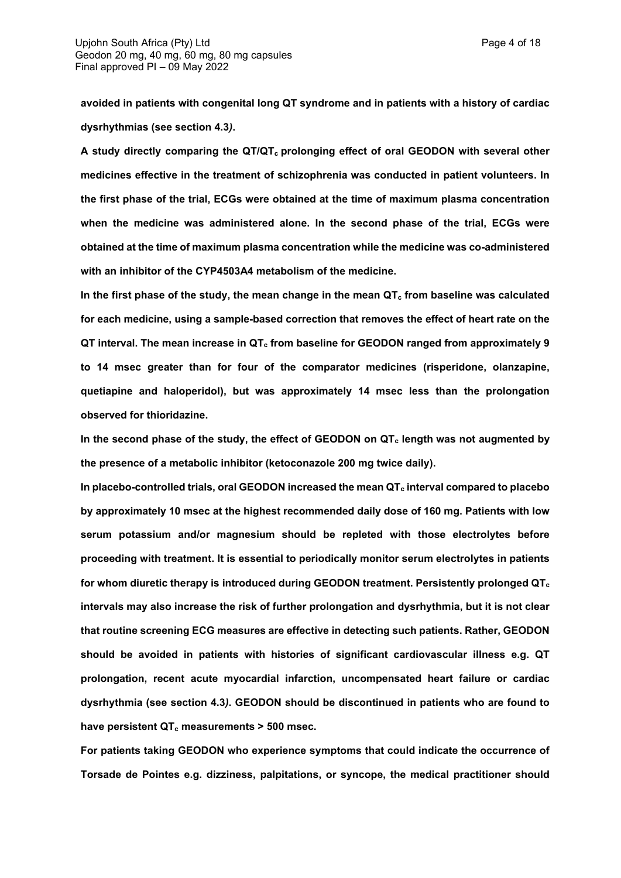**avoided in patients with congenital long QT syndrome and in patients with a history of cardiac dysrhythmias (see section 4.3*).***

**A study directly comparing the QT/QT$_c$ prolonging effect of oral GEODON with several other medicines effective in the treatment of schizophrenia was conducted in patient volunteers. In the first phase of the trial, ECGs were obtained at the time of maximum plasma concentration when the medicine was administered alone. In the second phase of the trial, ECGs were obtained at the time of maximum plasma concentration while the medicine was co-administered with an inhibitor of the CYP4503A4 metabolism of the medicine.**

**In the first phase of the study, the mean change in the mean QT$_c$ from baseline was calculated for each medicine, using a sample-based correction that removes the effect of heart rate on the QT interval. The mean increase in QT$_c$ from baseline for GEODON ranged from approximately 9 to 14 msec greater than for four of the comparator medicines (risperidone, olanzapine, quetiapine and haloperidol), but was approximately 14 msec less than the prolongation observed for thioridazine.**

**In the second phase of the study, the effect of GEODON on QT$_c$ length was not augmented by the presence of a metabolic inhibitor (ketoconazole 200 mg twice daily).**

**In placebo-controlled trials, oral GEODON increased the mean QT$_c$ interval compared to placebo by approximately 10 msec at the highest recommended daily dose of 160 mg. Patients with low serum potassium and/or magnesium should be repleted with those electrolytes before proceeding with treatment. It is essential to periodically monitor serum electrolytes in patients for whom diuretic therapy is introduced during GEODON treatment. Persistently prolonged QT$_c$ intervals may also increase the risk of further prolongation and dysrhythmia, but it is not clear that routine screening ECG measures are effective in detecting such patients. Rather, GEODON should be avoided in patients with histories of significant cardiovascular illness e.g. QT prolongation, recent acute myocardial infarction, uncompensated heart failure or cardiac dysrhythmia (see section 4.3*). GEODON should be discontinued in patients who are found to have persistent QT$_c$ measurements > 500 msec.***

**For patients taking GEODON who experience symptoms that could indicate the occurrence of Torsade de Pointes e.g. dizziness, palpitations, or syncope, the medical practitioner should**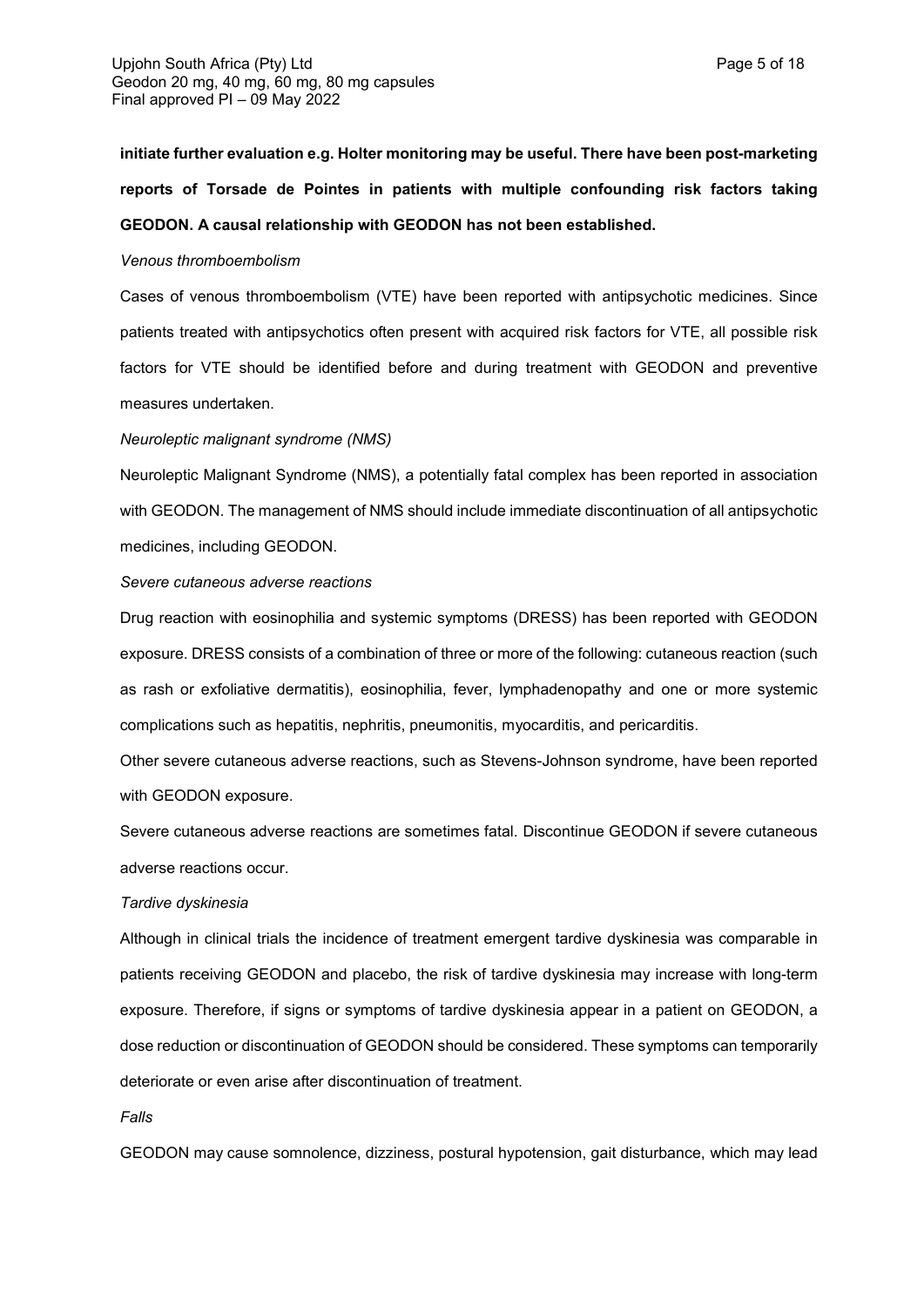**initiate further evaluation e.g. Holter monitoring may be useful. There have been post-marketing reports of Torsade de Pointes in patients with multiple confounding risk factors taking GEODON. A causal relationship with GEODON has not been established.**

*Venous thromboembolism*

Cases of venous thromboembolism (VTE) have been reported with antipsychotic medicines. Since patients treated with antipsychotics often present with acquired risk factors for VTE, all possible risk factors for VTE should be identified before and during treatment with GEODON and preventive measures undertaken.

*Neuroleptic malignant syndrome (NMS)*

Neuroleptic Malignant Syndrome (NMS), a potentially fatal complex has been reported in association with GEODON. The management of NMS should include immediate discontinuation of all antipsychotic medicines, including GEODON.

*Severe cutaneous adverse reactions*

Drug reaction with eosinophilia and systemic symptoms (DRESS) has been reported with GEODON exposure. DRESS consists of a combination of three or more of the following: cutaneous reaction (such as rash or exfoliative dermatitis), eosinophilia, fever, lymphadenopathy and one or more systemic complications such as hepatitis, nephritis, pneumonitis, myocarditis, and pericarditis.

Other severe cutaneous adverse reactions, such as Stevens-Johnson syndrome, have been reported with GEODON exposure.

Severe cutaneous adverse reactions are sometimes fatal. Discontinue GEODON if severe cutaneous adverse reactions occur.

*Tardive dyskinesia*

Although in clinical trials the incidence of treatment emergent tardive dyskinesia was comparable in patients receiving GEODON and placebo, the risk of tardive dyskinesia may increase with long-term exposure. Therefore, if signs or symptoms of tardive dyskinesia appear in a patient on GEODON, a dose reduction or discontinuation of GEODON should be considered. These symptoms can temporarily deteriorate or even arise after discontinuation of treatment.

*Falls*

GEODON may cause somnolence, dizziness, postural hypotension, gait disturbance, which may lead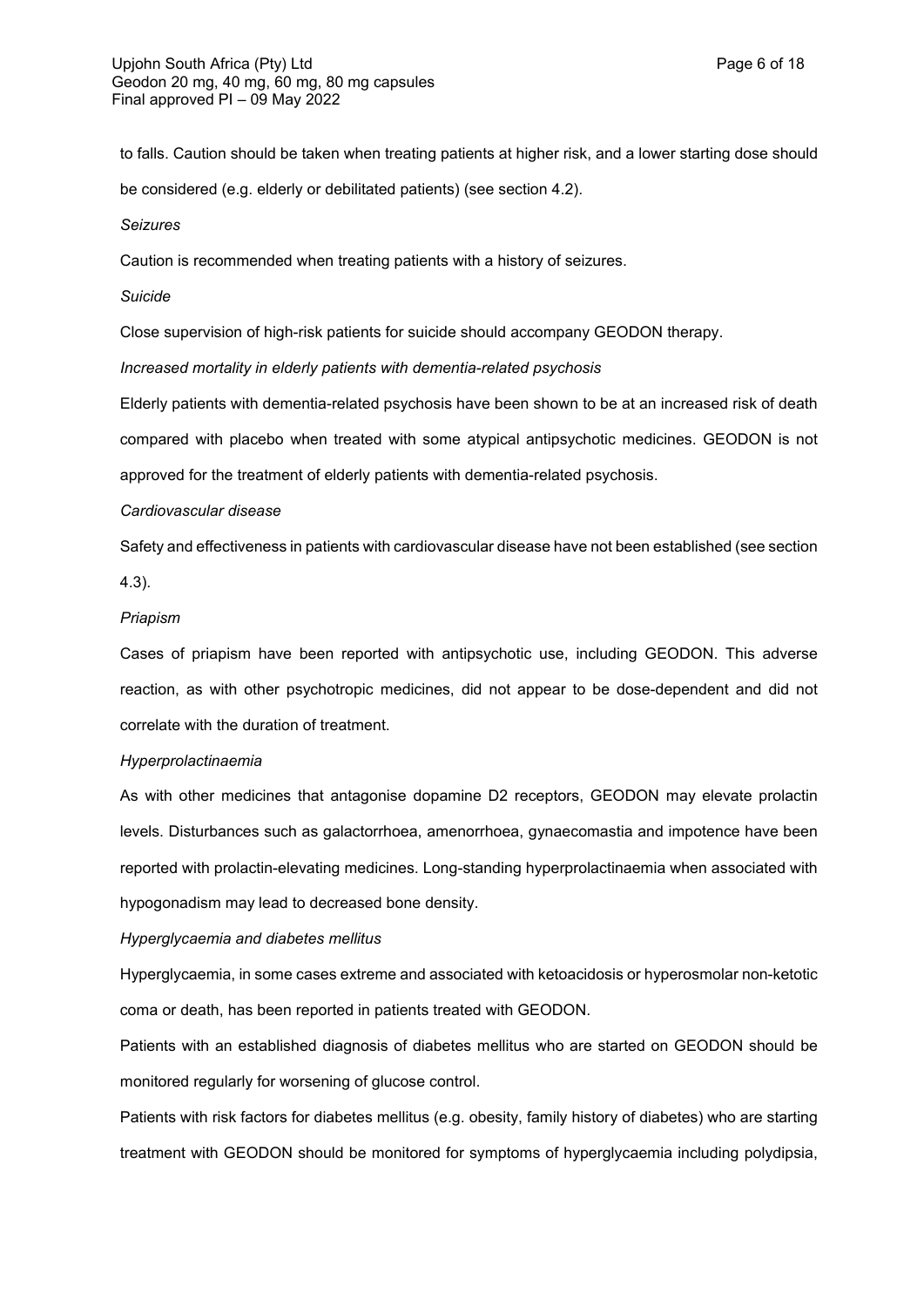to falls. Caution should be taken when treating patients at higher risk, and a lower starting dose should be considered (e.g. elderly or debilitated patients) (see section 4.2).

*Seizures*

Caution is recommended when treating patients with a history of seizures.

*Suicide*

Close supervision of high-risk patients for suicide should accompany GEODON therapy.

*Increased mortality in elderly patients with dementia-related psychosis*

Elderly patients with dementia-related psychosis have been shown to be at an increased risk of death compared with placebo when treated with some atypical antipsychotic medicines. GEODON is not approved for the treatment of elderly patients with dementia-related psychosis.

*Cardiovascular disease*

Safety and effectiveness in patients with cardiovascular disease have not been established (see section 4.3).

*Priapism*

Cases of priapism have been reported with antipsychotic use, including GEODON. This adverse reaction, as with other psychotropic medicines, did not appear to be dose-dependent and did not correlate with the duration of treatment.

*Hyperprolactinaemia*

As with other medicines that antagonise dopamine D2 receptors, GEODON may elevate prolactin levels. Disturbances such as galactorrhoea, amenorrhoea, gynaecomastia and impotence have been reported with prolactin-elevating medicines. Long-standing hyperprolactinaemia when associated with hypogonadism may lead to decreased bone density.

*Hyperglycaemia and diabetes mellitus*

Hyperglycaemia, in some cases extreme and associated with ketoacidosis or hyperosmolar non-ketotic coma or death, has been reported in patients treated with GEODON.

Patients with an established diagnosis of diabetes mellitus who are started on GEODON should be monitored regularly for worsening of glucose control.

Patients with risk factors for diabetes mellitus (e.g. obesity, family history of diabetes) who are starting treatment with GEODON should be monitored for symptoms of hyperglycaemia including polydipsia,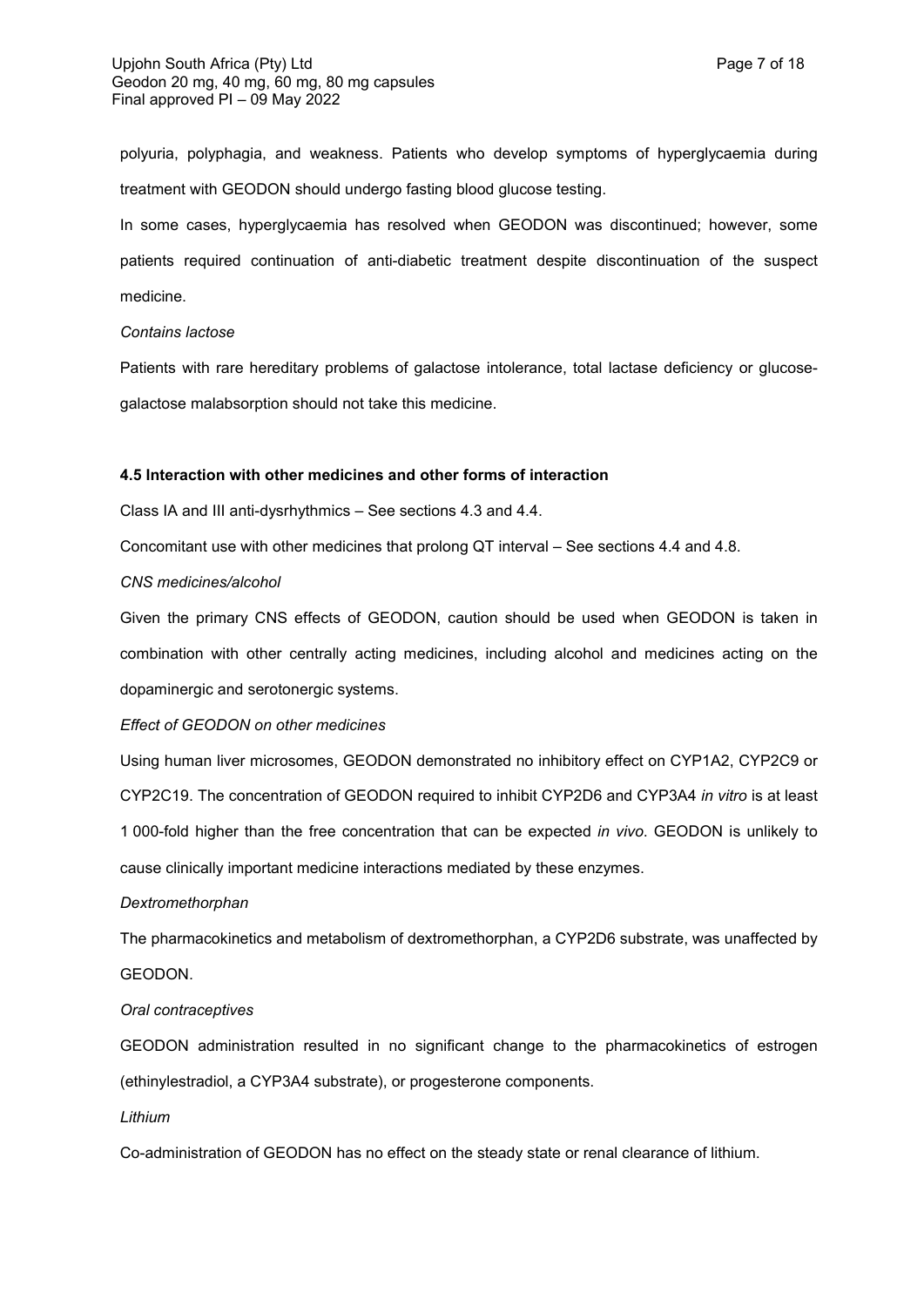polyuria, polyphagia, and weakness. Patients who develop symptoms of hyperglycaemia during treatment with GEODON should undergo fasting blood glucose testing.

In some cases, hyperglycaemia has resolved when GEODON was discontinued; however, some patients required continuation of anti-diabetic treatment despite discontinuation of the suspect medicine.

*Contains lactose*

Patients with rare hereditary problems of galactose intolerance, total lactase deficiency or glucose-galactose malabsorption should not take this medicine.

**4.5 Interaction with other medicines and other forms of interaction**

Class IA and III anti-dysrhythmics – See sections 4.3 and 4.4.

Concomitant use with other medicines that prolong QT interval – See sections 4.4 and 4.8.

*CNS medicines/alcohol*

Given the primary CNS effects of GEODON, caution should be used when GEODON is taken in combination with other centrally acting medicines, including alcohol and medicines acting on the dopaminergic and serotonergic systems.

*Effect of GEODON on other medicines*

Using human liver microsomes, GEODON demonstrated no inhibitory effect on CYP1A2, CYP2C9 or CYP2C19. The concentration of GEODON required to inhibit CYP2D6 and CYP3A4 *in vitro* is at least 1 000-fold higher than the free concentration that can be expected *in vivo*. GEODON is unlikely to cause clinically important medicine interactions mediated by these enzymes.

*Dextromethorphan*

The pharmacokinetics and metabolism of dextromethorphan, a CYP2D6 substrate, was unaffected by GEODON.

*Oral contraceptives*

GEODON administration resulted in no significant change to the pharmacokinetics of estrogen (ethinylestradiol, a CYP3A4 substrate), or progesterone components.

*Lithium*

Co-administration of GEODON has no effect on the steady state or renal clearance of lithium.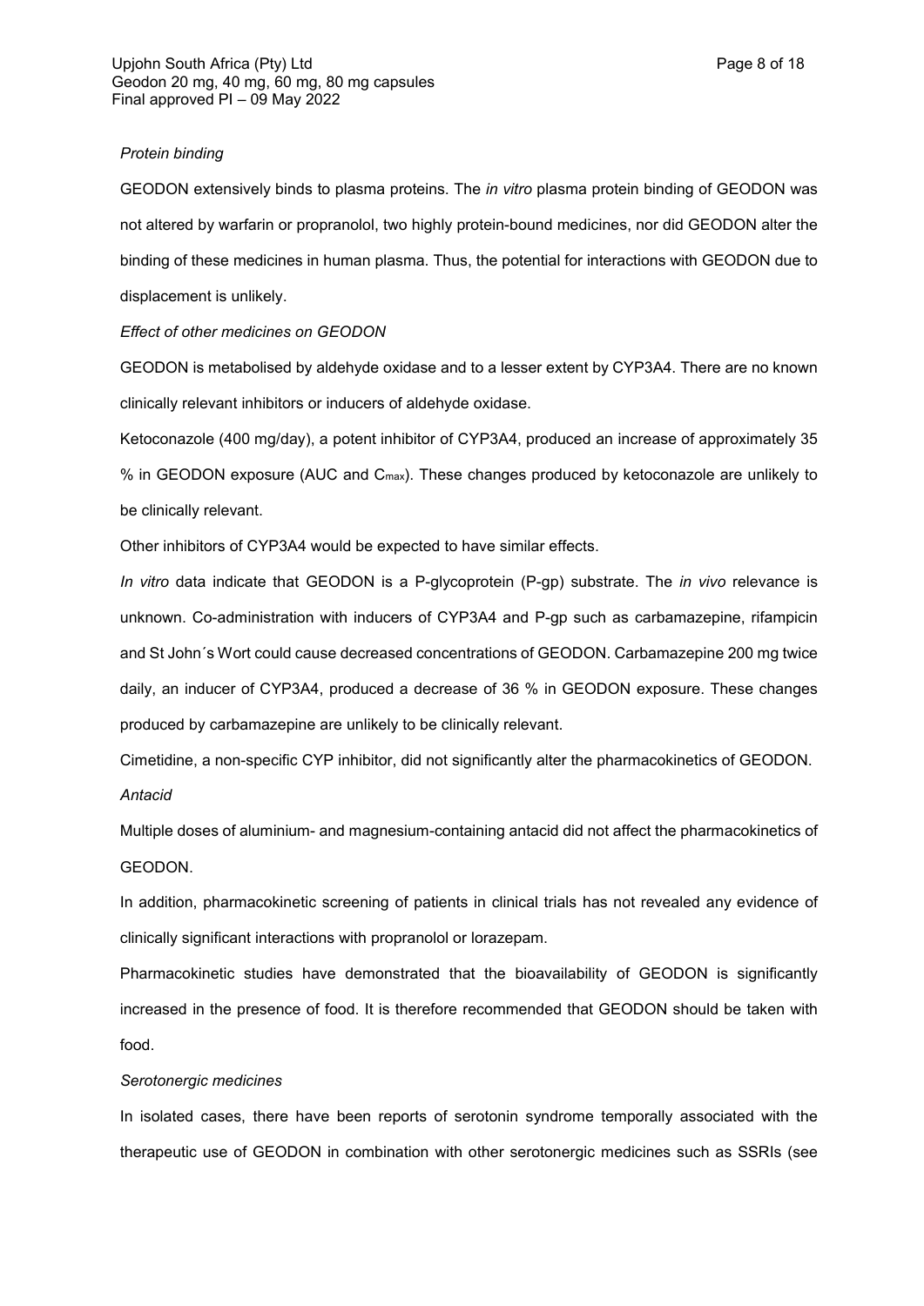*Protein binding*

GEODON extensively binds to plasma proteins. The *in vitro* plasma protein binding of GEODON was not altered by warfarin or propranolol, two highly protein-bound medicines, nor did GEODON alter the binding of these medicines in human plasma. Thus, the potential for interactions with GEODON due to displacement is unlikely.

*Effect of other medicines on GEODON*

GEODON is metabolised by aldehyde oxidase and to a lesser extent by CYP3A4. There are no known clinically relevant inhibitors or inducers of aldehyde oxidase.

Ketoconazole (400 mg/day), a potent inhibitor of CYP3A4, produced an increase of approximately 35 % in GEODON exposure (AUC and $C_{max}$). These changes produced by ketoconazole are unlikely to be clinically relevant.

Other inhibitors of CYP3A4 would be expected to have similar effects.

*In vitro* data indicate that GEODON is a P-glycoprotein (P-gp) substrate. The *in vivo* relevance is unknown. Co-administration with inducers of CYP3A4 and P-gp such as carbamazepine, rifampicin and St John´s Wort could cause decreased concentrations of GEODON. Carbamazepine 200 mg twice daily, an inducer of CYP3A4, produced a decrease of 36 % in GEODON exposure. These changes produced by carbamazepine are unlikely to be clinically relevant.

Cimetidine, a non-specific CYP inhibitor, did not significantly alter the pharmacokinetics of GEODON.

*Antacid*

Multiple doses of aluminium- and magnesium-containing antacid did not affect the pharmacokinetics of GEODON.

In addition, pharmacokinetic screening of patients in clinical trials has not revealed any evidence of clinically significant interactions with propranolol or lorazepam.

Pharmacokinetic studies have demonstrated that the bioavailability of GEODON is significantly increased in the presence of food. It is therefore recommended that GEODON should be taken with food.

*Serotonergic medicines*

In isolated cases, there have been reports of serotonin syndrome temporally associated with the therapeutic use of GEODON in combination with other serotonergic medicines such as SSRIs (see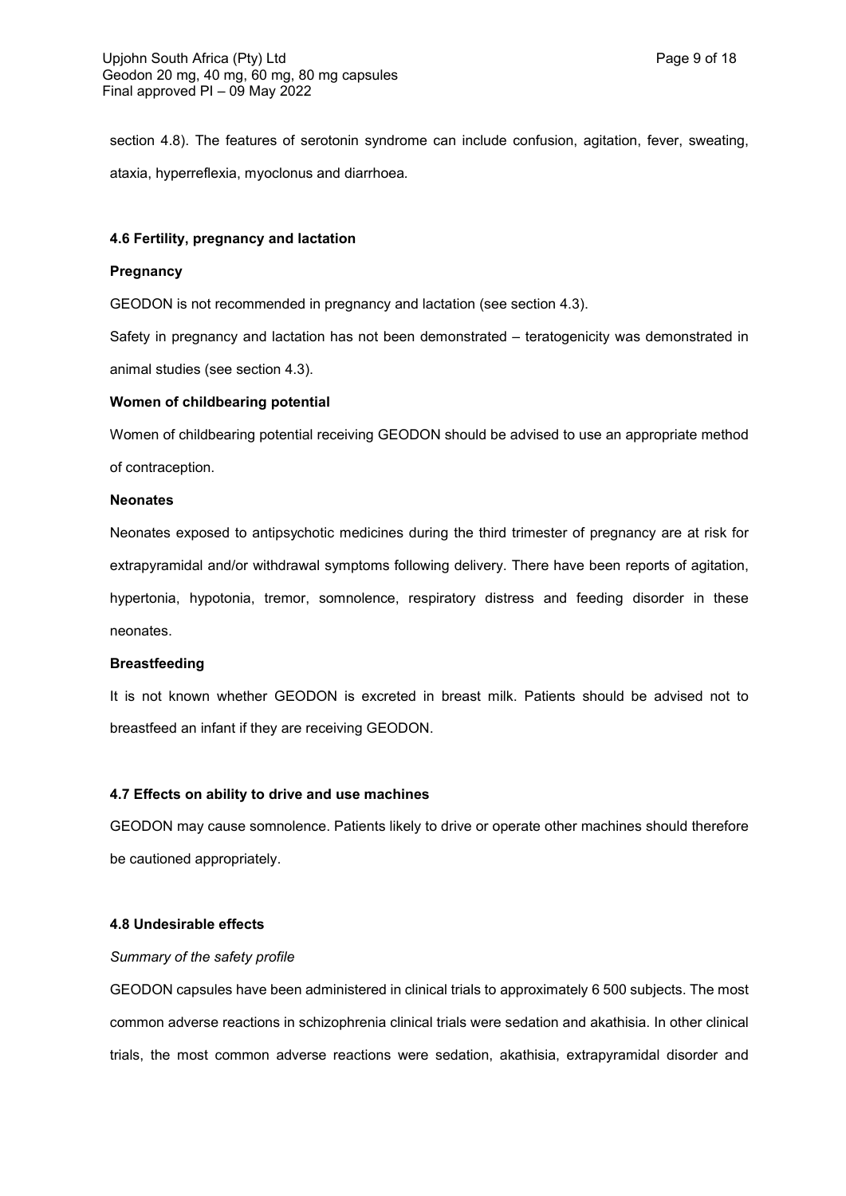section 4.8). The features of serotonin syndrome can include confusion, agitation, fever, sweating, ataxia, hyperreflexia, myoclonus and diarrhoea*.*

### 4.6 Fertility, pregnancy and lactation

**Pregnancy**

GEODON is not recommended in pregnancy and lactation (see section 4.3).

Safety in pregnancy and lactation has not been demonstrated – teratogenicity was demonstrated in animal studies (see section 4.3).

**Women of childbearing potential**

Women of childbearing potential receiving GEODON should be advised to use an appropriate method of contraception.

**Neonates**

Neonates exposed to antipsychotic medicines during the third trimester of pregnancy are at risk for extrapyramidal and/or withdrawal symptoms following delivery. There have been reports of agitation, hypertonia, hypotonia, tremor, somnolence, respiratory distress and feeding disorder in these neonates.

**Breastfeeding**

It is not known whether GEODON is excreted in breast milk. Patients should be advised not to breastfeed an infant if they are receiving GEODON.

### 4.7 Effects on ability to drive and use machines

GEODON may cause somnolence. Patients likely to drive or operate other machines should therefore be cautioned appropriately.

### 4.8 Undesirable effects

*Summary of the safety profile*

GEODON capsules have been administered in clinical trials to approximately 6 500 subjects. The most common adverse reactions in schizophrenia clinical trials were sedation and akathisia. In other clinical trials, the most common adverse reactions were sedation, akathisia, extrapyramidal disorder and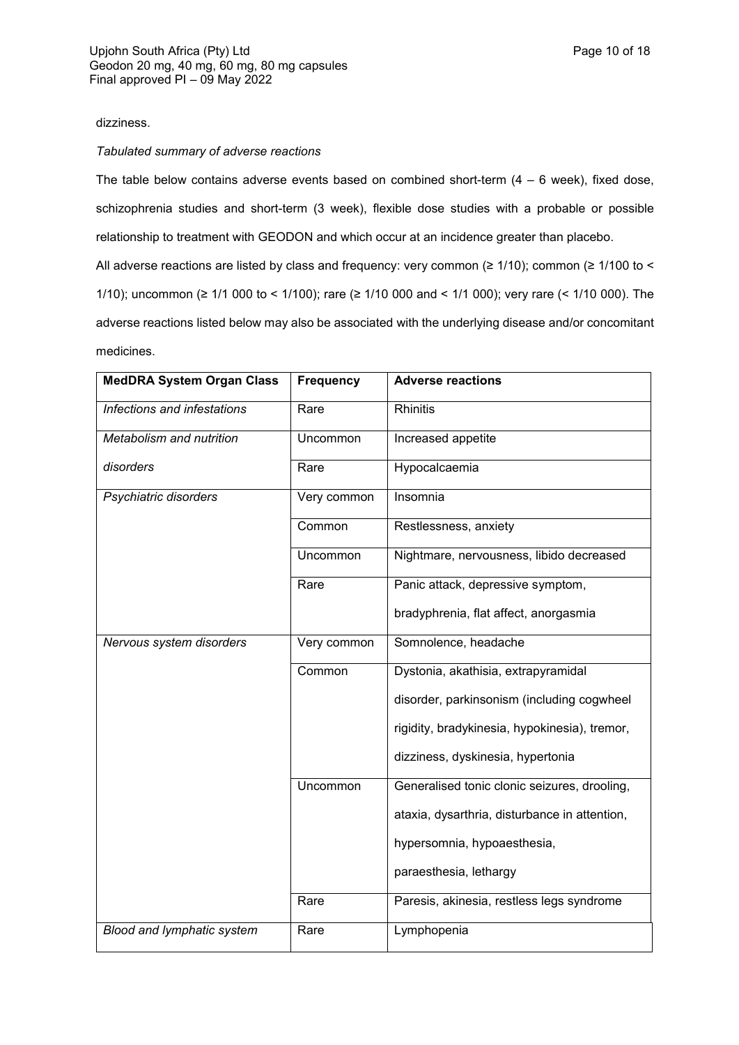dizziness.

*Tabulated summary of adverse reactions*

The table below contains adverse events based on combined short-term (4 – 6 week), fixed dose, schizophrenia studies and short-term (3 week), flexible dose studies with a probable or possible relationship to treatment with GEODON and which occur at an incidence greater than placebo.

All adverse reactions are listed by class and frequency: very common (≥ 1/10); common (≥ 1/100 to < 1/10); uncommon (≥ 1/1 000 to < 1/100); rare (≥ 1/10 000 and < 1/1 000); very rare (< 1/10 000). The adverse reactions listed below may also be associated with the underlying disease and/or concomitant medicines.

| MedDRA System Organ Class | Frequency | Adverse reactions |
|---|---|---|
| *Infections and infestations* | Rare | Rhinitis |
| *Metabolism and nutrition disorders* | Uncommon | Increased appetite |
| | Rare | Hypocalcaemia |
| *Psychiatric disorders* | Very common | Insomnia |
| | Common | Restlessness, anxiety |
| | Uncommon | Nightmare, nervousness, libido decreased |
| | Rare | Panic attack, depressive symptom, bradyphrenia, flat affect, anorgasmia |
| *Nervous system disorders* | Very common | Somnolence, headache |
| | Common | Dystonia, akathisia, extrapyramidal disorder, parkinsonism (including cogwheel rigidity, bradykinesia, hypokinesia), tremor, dizziness, dyskinesia, hypertonia |
| | Uncommon | Generalised tonic clonic seizures, drooling, ataxia, dysarthria, disturbance in attention, hypersomnia, hypoaesthesia, paraesthesia, lethargy |
| | Rare | Paresis, akinesia, restless legs syndrome |
| *Blood and lymphatic system* | Rare | Lymphopenia |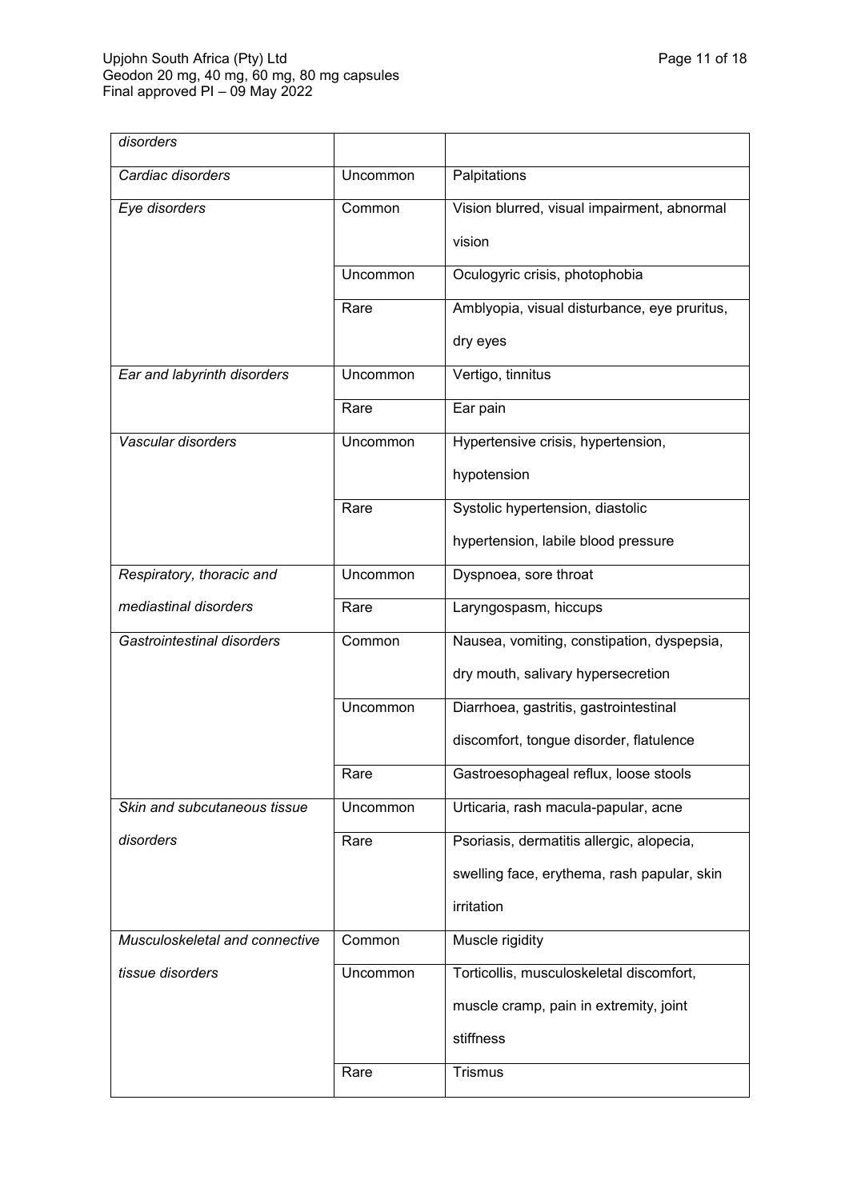| | | |
|---|---|---|
| *disorders* | | |
| *Cardiac disorders* | Uncommon | Palpitations |
| *Eye disorders* | Common | Vision blurred, visual impairment, abnormal vision |
| | Uncommon | Oculogyric crisis, photophobia |
| | Rare | Amblyopia, visual disturbance, eye pruritus, dry eyes |
| *Ear and labyrinth disorders* | Uncommon | Vertigo, tinnitus |
| | Rare | Ear pain |
| *Vascular disorders* | Uncommon | Hypertensive crisis, hypertension, hypotension |
| | Rare | Systolic hypertension, diastolic hypertension, labile blood pressure |
| *Respiratory, thoracic and mediastinal disorders* | Uncommon | Dyspnoea, sore throat |
| | Rare | Laryngospasm, hiccups |
| *Gastrointestinal disorders* | Common | Nausea, vomiting, constipation, dyspepsia, dry mouth, salivary hypersecretion |
| | Uncommon | Diarrhoea, gastritis, gastrointestinal discomfort, tongue disorder, flatulence |
| | Rare | Gastroesophageal reflux, loose stools |
| *Skin and subcutaneous tissue disorders* | Uncommon | Urticaria, rash macula-papular, acne |
| | Rare | Psoriasis, dermatitis allergic, alopecia, swelling face, erythema, rash papular, skin irritation |
| *Musculoskeletal and connective tissue disorders* | Common | Muscle rigidity |
| | Uncommon | Torticollis, musculoskeletal discomfort, muscle cramp, pain in extremity, joint stiffness |
| | Rare | Trismus |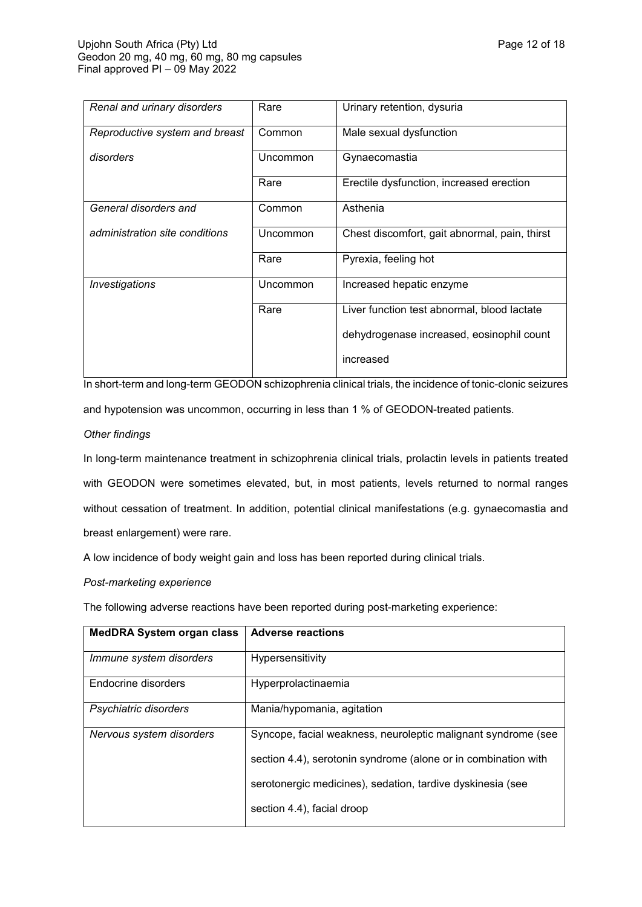| | | |
|---|---|---|
| *Renal and urinary disorders* | Rare | Urinary retention, dysuria |
| *Reproductive system and breast disorders* | Common | Male sexual dysfunction |
| | Uncommon | Gynaecomastia |
| | Rare | Erectile dysfunction, increased erection |
| *General disorders and administration site conditions* | Common | Asthenia |
| | Uncommon | Chest discomfort, gait abnormal, pain, thirst |
| | Rare | Pyrexia, feeling hot |
| *Investigations* | Uncommon | Increased hepatic enzyme |
| | Rare | Liver function test abnormal, blood lactate dehydrogenase increased, eosinophil count increased |

In short-term and long-term GEODON schizophrenia clinical trials, the incidence of tonic-clonic seizures and hypotension was uncommon, occurring in less than 1 % of GEODON-treated patients.

*Other findings*

In long-term maintenance treatment in schizophrenia clinical trials, prolactin levels in patients treated with GEODON were sometimes elevated, but, in most patients, levels returned to normal ranges without cessation of treatment. In addition, potential clinical manifestations (e.g. gynaecomastia and breast enlargement) were rare.

A low incidence of body weight gain and loss has been reported during clinical trials.

*Post-marketing experience*

The following adverse reactions have been reported during post-marketing experience:

| MedDRA System organ class | Adverse reactions |
|---|---|
| *Immune system disorders* | Hypersensitivity |
| Endocrine disorders | Hyperprolactinaemia |
| *Psychiatric disorders* | Mania/hypomania, agitation |
| *Nervous system disorders* | Syncope, facial weakness, neuroleptic malignant syndrome (see section 4.4), serotonin syndrome (alone or in combination with serotonergic medicines), sedation, tardive dyskinesia (see section 4.4), facial droop |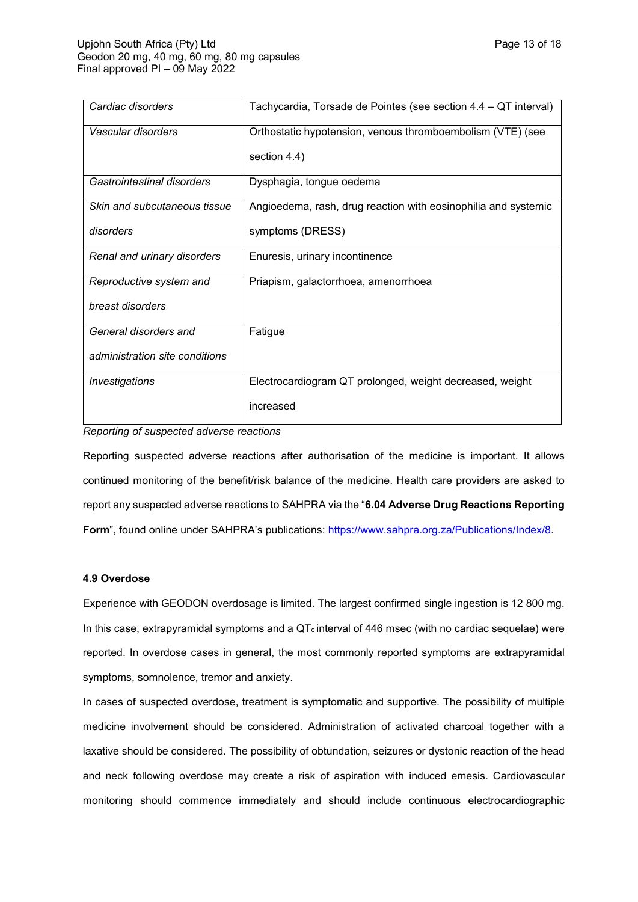| Cardiac disorders | Tachycardia, Torsade de Pointes (see section 4.4 – QT interval) |
|---|---|
| Vascular disorders | Orthostatic hypotension, venous thromboembolism (VTE) (see section 4.4) |
| Gastrointestinal disorders | Dysphagia, tongue oedema |
| Skin and subcutaneous tissue disorders | Angioedema, rash, drug reaction with eosinophilia and systemic symptoms (DRESS) |
| Renal and urinary disorders | Enuresis, urinary incontinence |
| Reproductive system and breast disorders | Priapism, galactorrhoea, amenorrhoea |
| General disorders and administration site conditions | Fatigue |
| Investigations | Electrocardiogram QT prolonged, weight decreased, weight increased |

*Reporting of suspected adverse reactions*

Reporting suspected adverse reactions after authorisation of the medicine is important. It allows continued monitoring of the benefit/risk balance of the medicine. Health care providers are asked to report any suspected adverse reactions to SAHPRA via the "**6.04 Adverse Drug Reactions Reporting Form**", found online under SAHPRA's publications: https://www.sahpra.org.za/Publications/Index/8.

**4.9 Overdose**

Experience with GEODON overdosage is limited. The largest confirmed single ingestion is 12 800 mg. In this case, extrapyramidal symptoms and a $QT_c$ interval of 446 msec (with no cardiac sequelae) were reported. In overdose cases in general, the most commonly reported symptoms are extrapyramidal symptoms, somnolence, tremor and anxiety.

In cases of suspected overdose, treatment is symptomatic and supportive. The possibility of multiple medicine involvement should be considered. Administration of activated charcoal together with a laxative should be considered. The possibility of obtundation, seizures or dystonic reaction of the head and neck following overdose may create a risk of aspiration with induced emesis. Cardiovascular monitoring should commence immediately and should include continuous electrocardiographic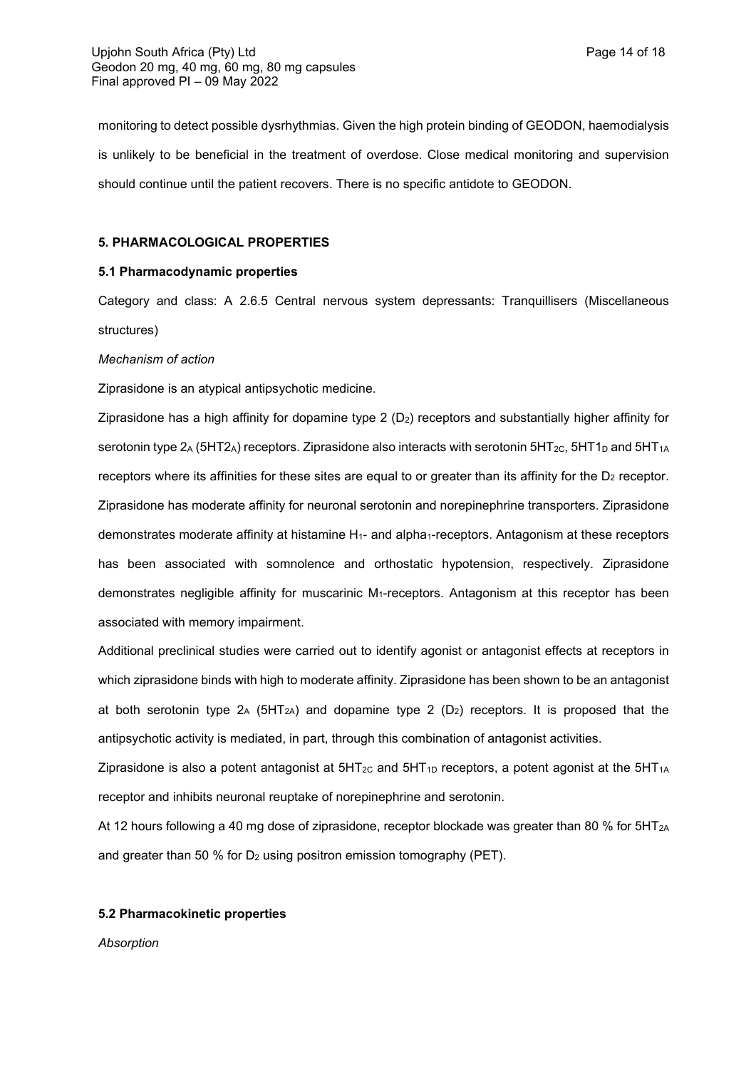monitoring to detect possible dysrhythmias. Given the high protein binding of GEODON, haemodialysis is unlikely to be beneficial in the treatment of overdose. Close medical monitoring and supervision should continue until the patient recovers. There is no specific antidote to GEODON.

## 5. PHARMACOLOGICAL PROPERTIES

### 5.1 Pharmacodynamic properties

Category and class: A 2.6.5 Central nervous system depressants: Tranquillisers (Miscellaneous structures)

*Mechanism of action*

Ziprasidone is an atypical antipsychotic medicine.

Ziprasidone has a high affinity for dopamine type 2 ($D_2$) receptors and substantially higher affinity for serotonin type $2_A$ ($5HT2_A$) receptors. Ziprasidone also interacts with serotonin $5HT_{2C}$, $5HT1_D$ and $5HT_{1A}$ receptors where its affinities for these sites are equal to or greater than its affinity for the $D_2$ receptor. Ziprasidone has moderate affinity for neuronal serotonin and norepinephrine transporters. Ziprasidone demonstrates moderate affinity at histamine $H_1$- and alpha$_1$-receptors. Antagonism at these receptors has been associated with somnolence and orthostatic hypotension, respectively. Ziprasidone demonstrates negligible affinity for muscarinic $M_1$-receptors. Antagonism at this receptor has been associated with memory impairment.

Additional preclinical studies were carried out to identify agonist or antagonist effects at receptors in which ziprasidone binds with high to moderate affinity. Ziprasidone has been shown to be an antagonist at both serotonin type $2_A$ ($5HT_{2A}$) and dopamine type 2 ($D_2$) receptors. It is proposed that the antipsychotic activity is mediated, in part, through this combination of antagonist activities.

Ziprasidone is also a potent antagonist at $5HT_{2C}$ and $5HT_{1D}$ receptors, a potent agonist at the $5HT_{1A}$ receptor and inhibits neuronal reuptake of norepinephrine and serotonin.

At 12 hours following a 40 mg dose of ziprasidone, receptor blockade was greater than 80 % for $5HT_{2A}$ and greater than 50 % for $D_2$ using positron emission tomography (PET).

### 5.2 Pharmacokinetic properties

*Absorption*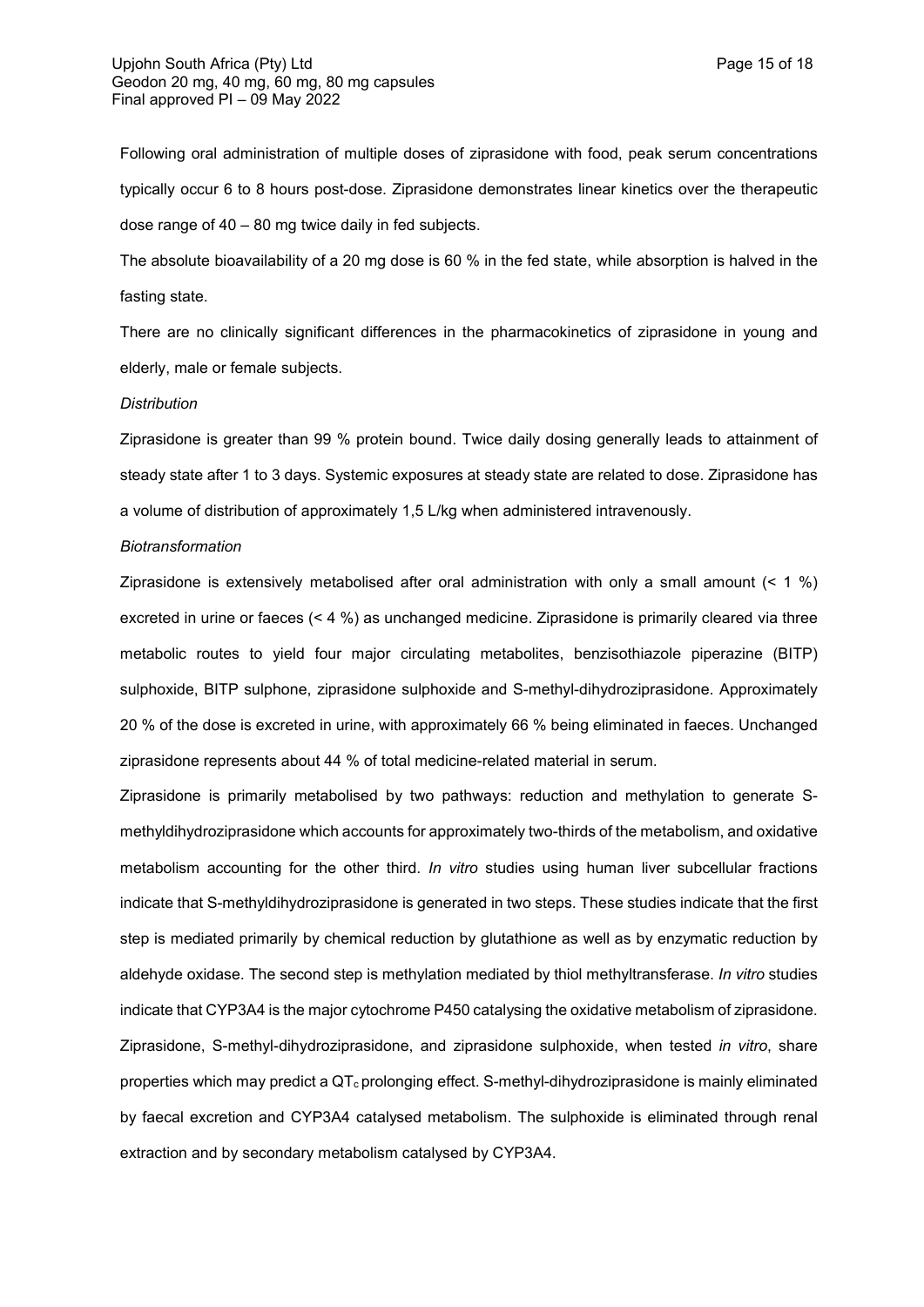Following oral administration of multiple doses of ziprasidone with food, peak serum concentrations typically occur 6 to 8 hours post-dose. Ziprasidone demonstrates linear kinetics over the therapeutic dose range of 40 – 80 mg twice daily in fed subjects.

The absolute bioavailability of a 20 mg dose is 60 % in the fed state, while absorption is halved in the fasting state.

There are no clinically significant differences in the pharmacokinetics of ziprasidone in young and elderly, male or female subjects.

*Distribution*

Ziprasidone is greater than 99 % protein bound. Twice daily dosing generally leads to attainment of steady state after 1 to 3 days. Systemic exposures at steady state are related to dose. Ziprasidone has a volume of distribution of approximately 1,5 L/kg when administered intravenously.

*Biotransformation*

Ziprasidone is extensively metabolised after oral administration with only a small amount (< 1 %) excreted in urine or faeces (< 4 %) as unchanged medicine. Ziprasidone is primarily cleared via three metabolic routes to yield four major circulating metabolites, benzisothiazole piperazine (BITP) sulphoxide, BITP sulphone, ziprasidone sulphoxide and S-methyl-dihydroziprasidone. Approximately 20 % of the dose is excreted in urine, with approximately 66 % being eliminated in faeces. Unchanged ziprasidone represents about 44 % of total medicine-related material in serum.

Ziprasidone is primarily metabolised by two pathways: reduction and methylation to generate S-methyldihydroziprasidone which accounts for approximately two-thirds of the metabolism, and oxidative metabolism accounting for the other third. *In vitro* studies using human liver subcellular fractions indicate that S-methyldihydroziprasidone is generated in two steps. These studies indicate that the first step is mediated primarily by chemical reduction by glutathione as well as by enzymatic reduction by aldehyde oxidase. The second step is methylation mediated by thiol methyltransferase. *In vitro* studies indicate that CYP3A4 is the major cytochrome P450 catalysing the oxidative metabolism of ziprasidone. Ziprasidone, S-methyl-dihydroziprasidone, and ziprasidone sulphoxide, when tested *in vitro*, share properties which may predict a $QT_c$ prolonging effect. S-methyl-dihydroziprasidone is mainly eliminated by faecal excretion and CYP3A4 catalysed metabolism. The sulphoxide is eliminated through renal extraction and by secondary metabolism catalysed by CYP3A4.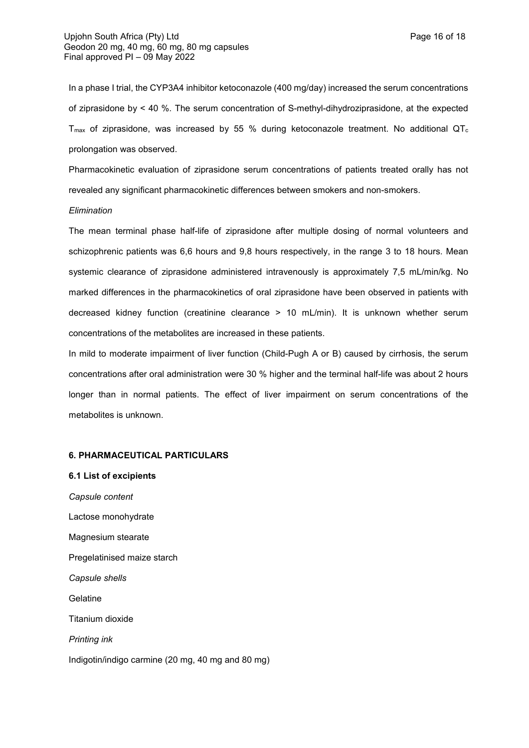In a phase I trial, the CYP3A4 inhibitor ketoconazole (400 mg/day) increased the serum concentrations of ziprasidone by < 40 %. The serum concentration of S-methyl-dihydroziprasidone, at the expected $T_{max}$ of ziprasidone, was increased by 55 % during ketoconazole treatment. No additional $QT_c$ prolongation was observed.

Pharmacokinetic evaluation of ziprasidone serum concentrations of patients treated orally has not revealed any significant pharmacokinetic differences between smokers and non-smokers.

*Elimination*

The mean terminal phase half-life of ziprasidone after multiple dosing of normal volunteers and schizophrenic patients was 6,6 hours and 9,8 hours respectively, in the range 3 to 18 hours. Mean systemic clearance of ziprasidone administered intravenously is approximately 7,5 mL/min/kg. No marked differences in the pharmacokinetics of oral ziprasidone have been observed in patients with decreased kidney function (creatinine clearance > 10 mL/min). It is unknown whether serum concentrations of the metabolites are increased in these patients.

In mild to moderate impairment of liver function (Child-Pugh A or B) caused by cirrhosis, the serum concentrations after oral administration were 30 % higher and the terminal half-life was about 2 hours longer than in normal patients. The effect of liver impairment on serum concentrations of the metabolites is unknown.

## 6. PHARMACEUTICAL PARTICULARS

### 6.1 List of excipients

*Capsule content*

Lactose monohydrate

Magnesium stearate

Pregelatinised maize starch

*Capsule shells*

Gelatine

Titanium dioxide

*Printing ink*

Indigotin/indigo carmine (20 mg, 40 mg and 80 mg)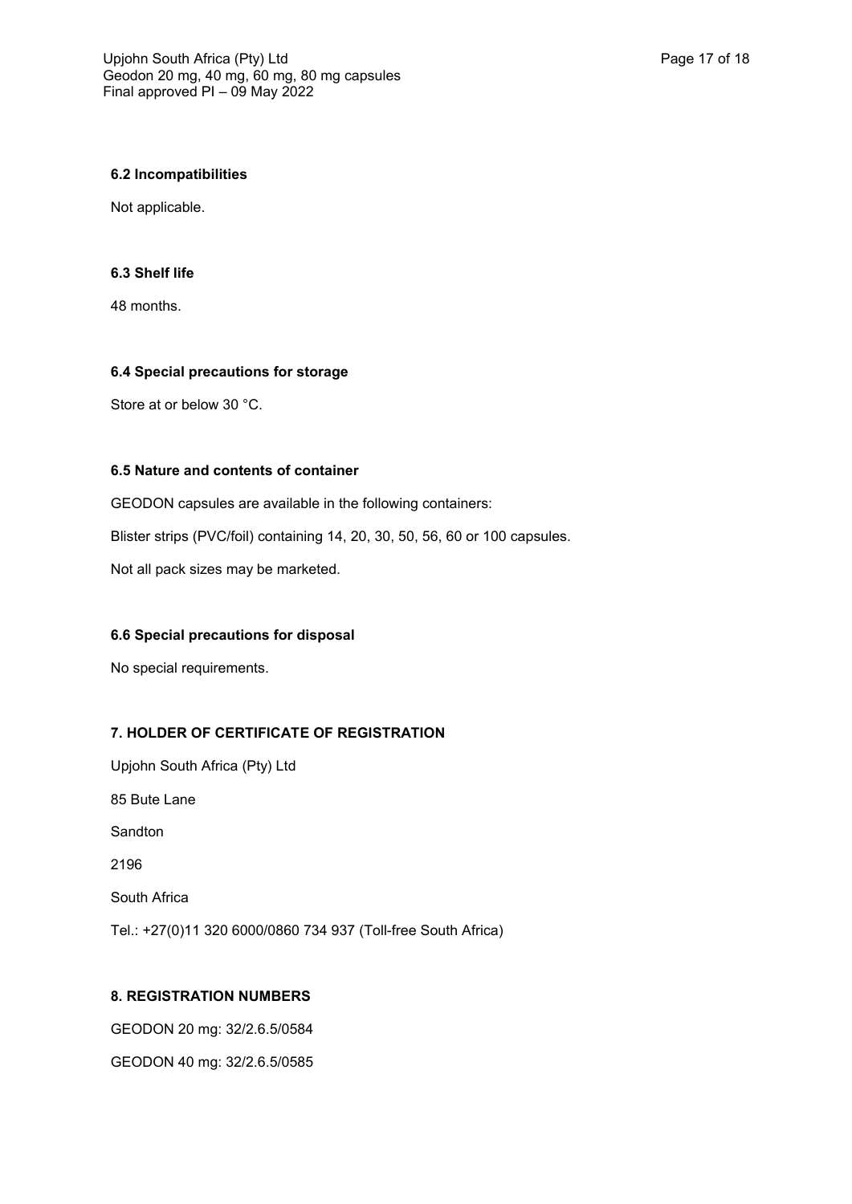### 6.2 Incompatibilities

Not applicable.

### 6.3 Shelf life

48 months.

### 6.4 Special precautions for storage

Store at or below 30 °C.

### 6.5 Nature and contents of container

GEODON capsules are available in the following containers:

Blister strips (PVC/foil) containing 14, 20, 30, 50, 56, 60 or 100 capsules.

Not all pack sizes may be marketed.

### 6.6 Special precautions for disposal

No special requirements.

## 7. HOLDER OF CERTIFICATE OF REGISTRATION

Upjohn South Africa (Pty) Ltd

85 Bute Lane

Sandton

2196

South Africa

Tel.: +27(0)11 320 6000/0860 734 937 (Toll-free South Africa)

## 8. REGISTRATION NUMBERS

GEODON 20 mg: 32/2.6.5/0584

GEODON 40 mg: 32/2.6.5/0585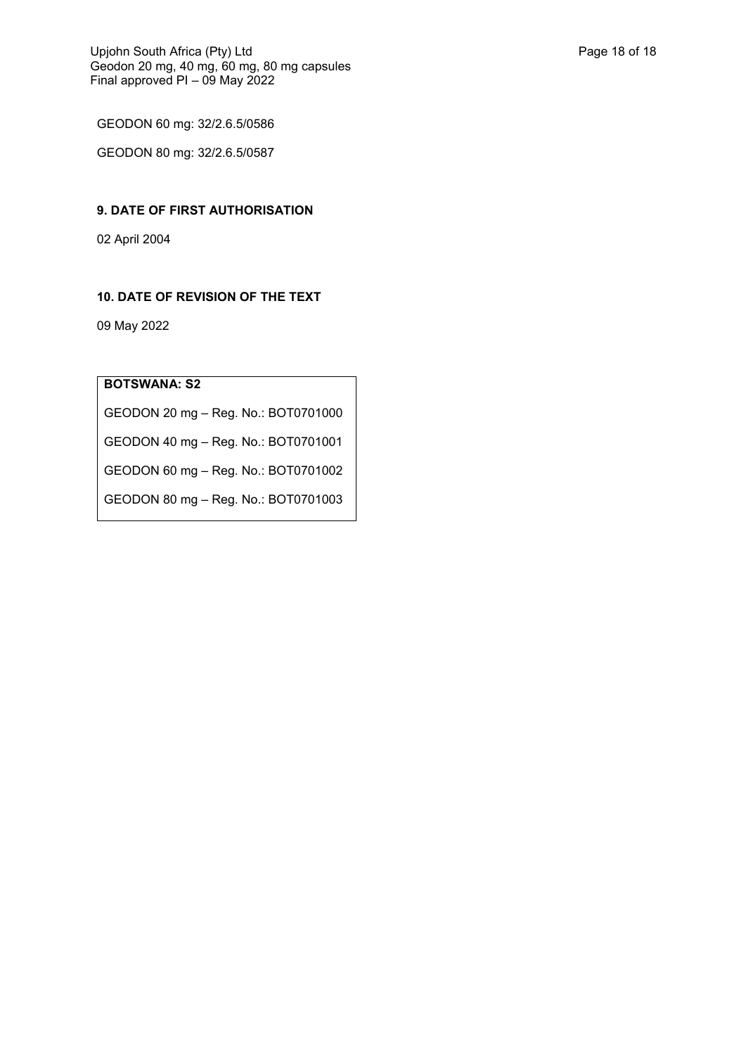GEODON 60 mg: 32/2.6.5/0586

GEODON 80 mg: 32/2.6.5/0587

## 9. DATE OF FIRST AUTHORISATION

02 April 2004

## 10. DATE OF REVISION OF THE TEXT

09 May 2022

**BOTSWANA: S2**

GEODON 20 mg – Reg. No.: BOT0701000

GEODON 40 mg – Reg. No.: BOT0701001

GEODON 60 mg – Reg. No.: BOT0701002

GEODON 80 mg – Reg. No.: BOT0701003